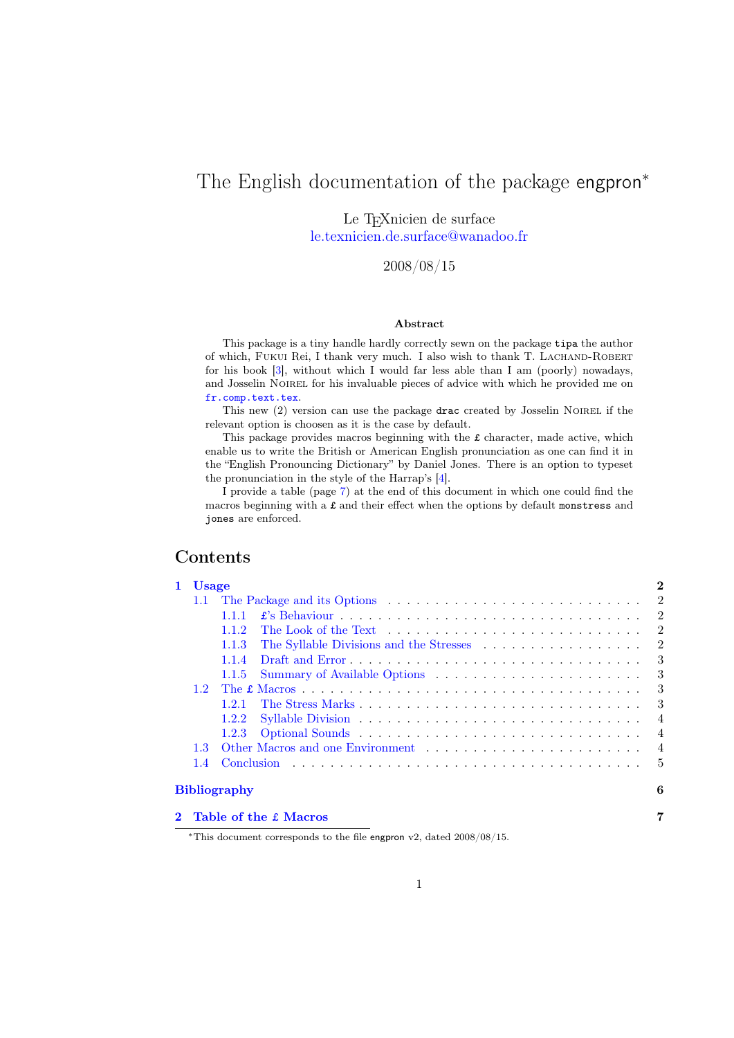# The English documentation of the package engpron*

Le TEXnicien de surface
le.texnicien.de.surface@wanadoo.fr

2008/08/15

**Abstract**

This package is a tiny handle hardly correctly sewn on the package `tipa` the author of which, FUKUI Rei, I thank very much. I also wish to thank T. LACHAND-ROBERT for his book [3], without which I would far less able than I am (poorly) nowadays, and Josselin NOIREL for his invaluable pieces of advice with which he provided me on `fr.comp.text.tex`.

This new (2) version can use the package `drac` created by Josselin NOIREL if the relevant option is choosen as it is the case by default.

This package provides macros beginning with the £ character, made active, which enable us to write the British or American English pronunciation as one can find it in the "English Pronouncing Dictionary" by Daniel Jones. There is an option to typeset the pronunciation in the style of the Harrap's [4].

I provide a table (page 7) at the end of this document in which one could find the macros beginning with a £ and their effect when the options by default `monstress` and `jones` are enforced.

## Contents

- **1 Usage** — 2
  - 1.1 The Package and its Options — 2
    - 1.1.1 £'s Behaviour — 2
    - 1.1.2 The Look of the Text — 2
    - 1.1.3 The Syllable Divisions and the Stresses — 2
    - 1.1.4 Draft and Error — 3
    - 1.1.5 Summary of Available Options — 3
  - 1.2 The £ Macros — 3
    - 1.2.1 The Stress Marks — 3
    - 1.2.2 Syllable Division — 4
    - 1.2.3 Optional Sounds — 4
  - 1.3 Other Macros and one Environment — 4
  - 1.4 Conclusion — 5
- **Bibliography** — 6
- **2 Table of the £ Macros** — 7

*This document corresponds to the file engpron v2, dated 2008/08/15.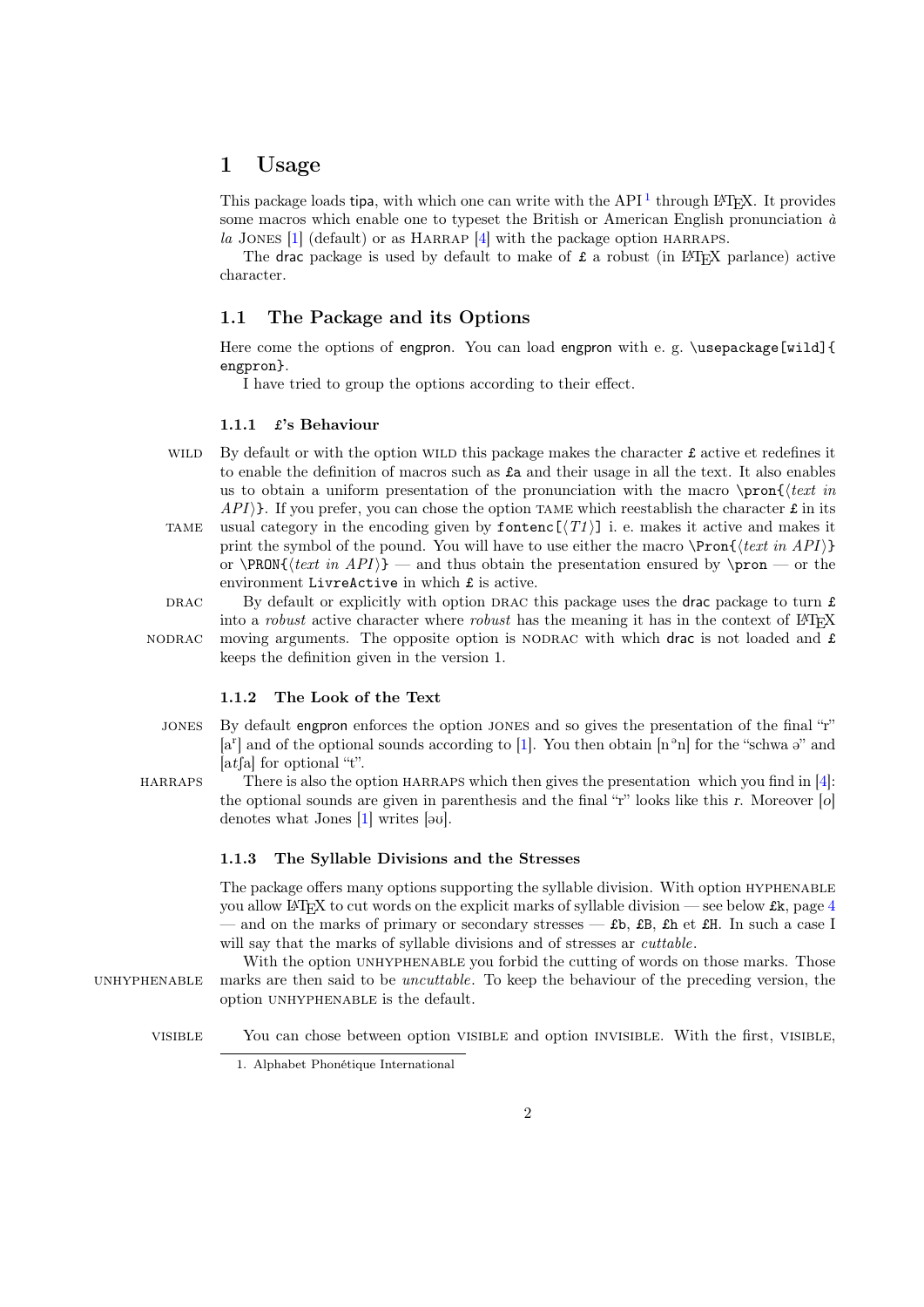# 1 Usage

This package loads tipa, with which one can write with the API[1] through LaTeX. It provides some macros which enable one to typeset the British or American English pronunciation *à la* Jones [1] (default) or as Harrap [4] with the package option harraps.

The drac package is used by default to make of £ a robust (in LaTeX parlance) active character.

## 1.1 The Package and its Options

Here come the options of engpron. You can load engpron with e. g. `\usepackage[wild]{engpron}`.

I have tried to group the options according to their effect.

### 1.1.1 £'s Behaviour

WILD — By default or with the option WILD this package makes the character £ active et redefines it to enable the definition of macros such as `£a` and their usage in all the text. It also enables us to obtain a uniform presentation of the pronunciation with the macro `\pron{`⟨*text in API*⟩`}`. If you prefer, you can chose the option TAME which reestablish the character £ in its usual category in the encoding given by `fontenc[`⟨*T1*⟩`]` i. e. makes it active and makes it print the symbol of the pound. You will have to use either the macro `\Pron{`⟨*text in API*⟩`}` or `\PRON{`⟨*text in API*⟩`}` — and thus obtain the presentation ensured by `\pron` — or the environment `LivreActive` in which £ is active.

TAME

DRAC — By default or explicitly with option DRAC this package uses the drac package to turn £ into a *robust* active character where *robust* has the meaning it has in the context of LaTeX moving arguments. The opposite option is NODRAC with which drac is not loaded and £ keeps the definition given in the version 1.

NODRAC

### 1.1.2 The Look of the Text

JONES — By default engpron enforces the option JONES and so gives the presentation of the final "r" [aʳ] and of the optional sounds according to [1]. You then obtain [nᵊn] for the "schwa ə" and [at*ʃ*a] for optional "t".

HARRAPS — There is also the option HARRAPS which then gives the presentation which you find in [4]: the optional sounds are given in parenthesis and the final "r" looks like this *r*. Moreover [o] denotes what Jones [1] writes [əʊ].

### 1.1.3 The Syllable Divisions and the Stresses

The package offers many options supporting the syllable division. With option HYPHENABLE you allow LaTeX to cut words on the explicit marks of syllable division — see below `£k`, page 4 — and on the marks of primary or secondary stresses — `£b`, `£B`, `£h` et `£H`. In such a case I will say that the marks of syllable divisions and of stresses ar *cuttable*.

UNHYPHENABLE — With the option UNHYPHENABLE you forbid the cutting of words on those marks. Those marks are then said to be *uncuttable*. To keep the behaviour of the preceding version, the option UNHYPHENABLE is the default.

VISIBLE — You can chose between option VISIBLE and option INVISIBLE. With the first, VISIBLE,

[1] Alphabet Phonétique International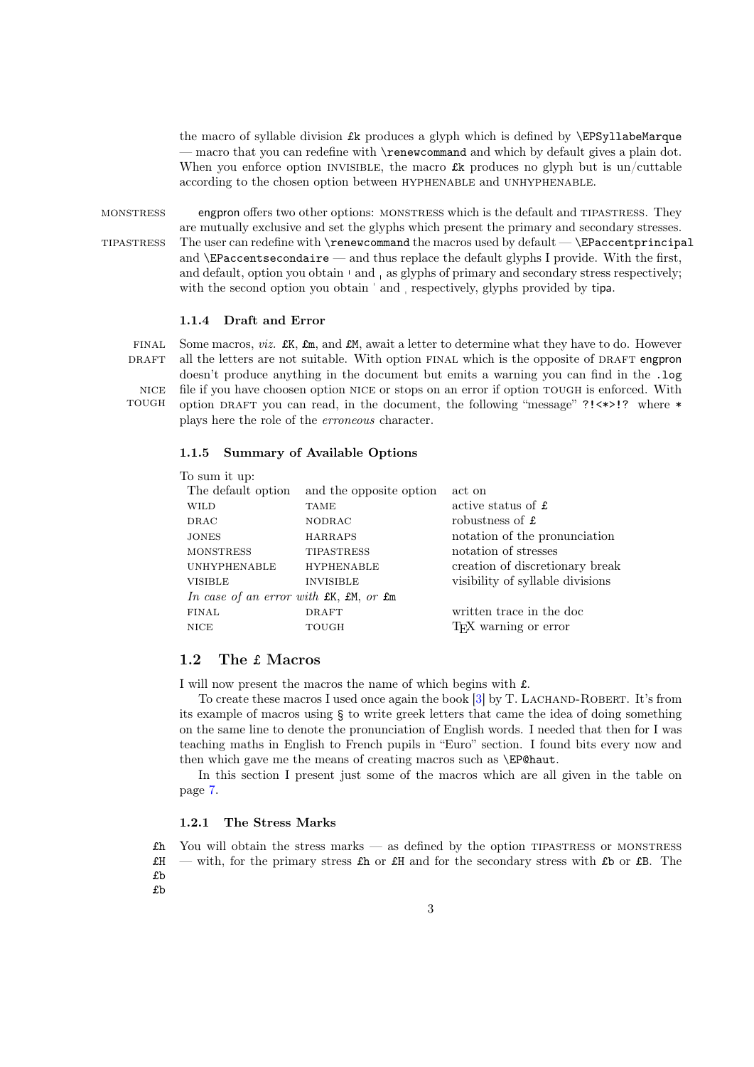the macro of syllable division `£k` produces a glyph which is defined by `\EPSyllabeMarque` — macro that you can redefine with `\renewcommand` and which by default gives a plain dot. When you enforce option INVISIBLE, the macro `£k` produces no glyph but is un/cuttable according to the chosen option between HYPHENABLE and UNHYPHENABLE.

MONSTRESS TIPASTRESS engpron offers two other options: MONSTRESS which is the default and TIPASTRESS. They are mutually exclusive and set the glyphs which present the primary and secondary stresses. The user can redefine with `\renewcommand` the macros used by default — `\EPaccentprincipal` and `\EPaccentsecondaire` — and thus replace the default glyphs I provide. With the first, and default, option you obtain ˈ and ˌ as glyphs of primary and secondary stress respectively; with the second option you obtain ˈ and ˌ respectively, glyphs provided by tipa.

### 1.1.4 Draft and Error

FINAL DRAFT NICE TOUGH Some macros, *viz.* `£K`, `£m`, and `£M`, await a letter to determine what they have to do. However all the letters are not suitable. With option FINAL which is the opposite of DRAFT engpron doesn't produce anything in the document but emits a warning you can find in the `.log` file if you have choosen option NICE or stops on an error if option TOUGH is enforced. With option DRAFT you can read, in the document, the following "message" `?!<*>!?` where `*` plays here the role of the *erroneous* character.

### 1.1.5 Summary of Available Options

To sum it up:

| The default option | and the opposite option | act on |
|---|---|---|
| WILD | TAME | active status of £ |
| DRAC | NODRAC | robustness of £ |
| JONES | HARRAPS | notation of the pronunciation |
| MONSTRESS | TIPASTRESS | notation of stresses |
| UNHYPHENABLE | HYPHENABLE | creation of discretionary break |
| VISIBLE | INVISIBLE | visibility of syllable divisions |
| *In case of an error with* `£K`, `£M`, *or* `£m` | | |
| FINAL | DRAFT | written trace in the doc |
| NICE | TOUGH | TEX warning or error |

## 1.2 The £ Macros

I will now present the macros the name of which begins with £.

To create these macros I used once again the book [3] by T. LACHAND-ROBERT. It's from its example of macros using § to write greek letters that came the idea of doing something on the same line to denote the pronunciation of English words. I needed that then for I was teaching maths in English to French pupils in "Euro" section. I found bits every now and then which gave me the means of creating macros such as `\EP@haut`.

In this section I present just some of the macros which are all given in the table on page 7.

### 1.2.1 The Stress Marks

£h £H £b £b You will obtain the stress marks — as defined by the option TIPASTRESS or MONSTRESS — with, for the primary stress `£h` or `£H` and for the secondary stress with `£b` or `£B`. The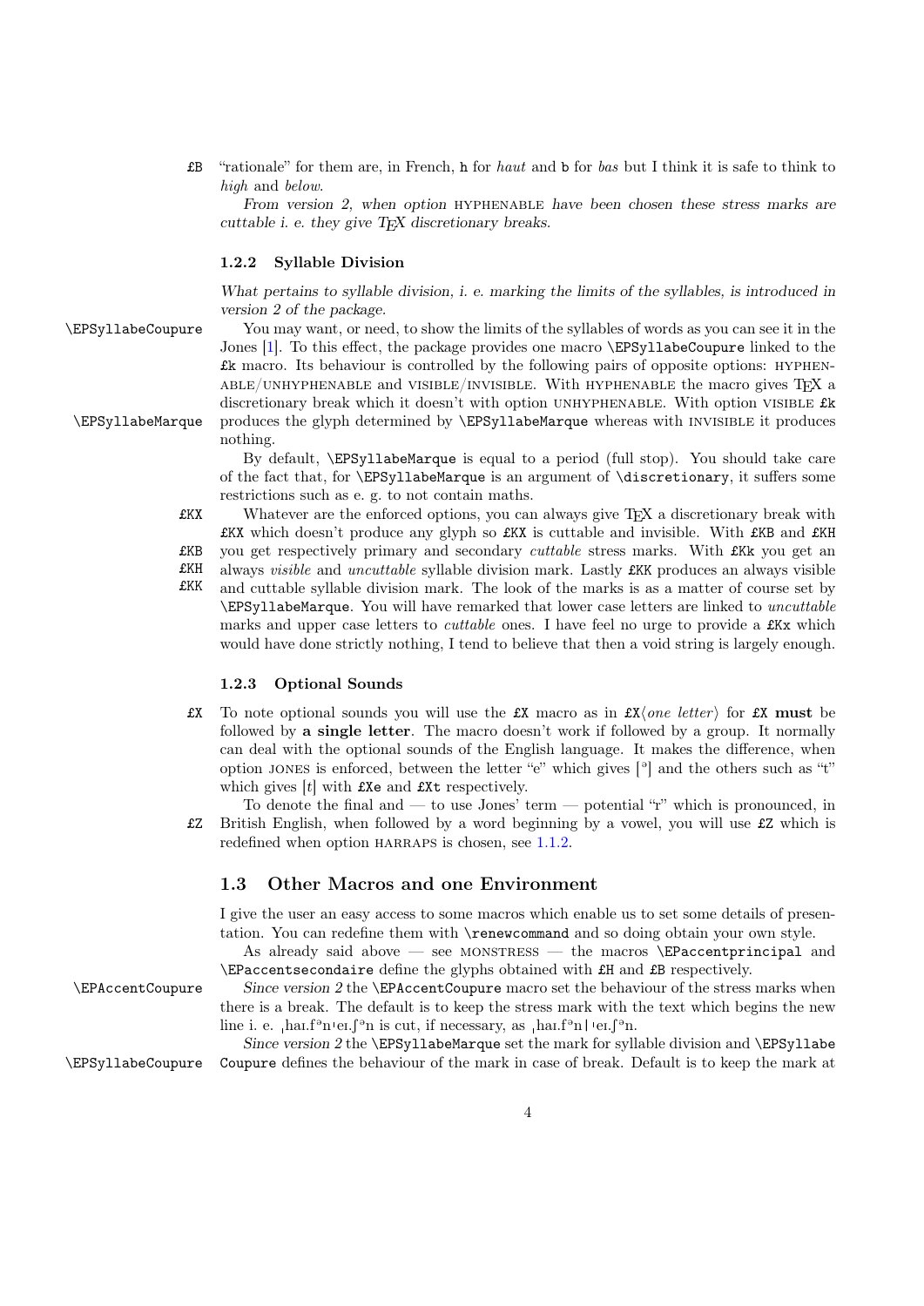£B "rationale" for them are, in French, h for *haut* and b for *bas* but I think it is safe to think to *high* and *below*.

*From version 2, when option* HYPHENABLE *have been chosen these stress marks are cuttable i. e. they give TEX discretionary breaks.*

### 1.2.2 Syllable Division

*What pertains to syllable division, i. e. marking the limits of the syllables, is introduced in version 2 of the package.*

\EPSyllabeCoupure You may want, or need, to show the limits of the syllables of words as you can see it in the Jones [1]. To this effect, the package provides one macro `\EPSyllabeCoupure` linked to the £k macro. Its behaviour is controlled by the following pairs of opposite options: HYPHENABLE/UNHYPHENABLE and VISIBLE/INVISIBLE. With HYPHENABLE the macro gives TEX a discretionary break which it doesn't with option UNHYPHENABLE. With option VISIBLE £k

\EPSyllabeMarque produces the glyph determined by `\EPSyllabeMarque` whereas with INVISIBLE it produces nothing.

By default, `\EPSyllabeMarque` is equal to a period (full stop). You should take care of the fact that, for `\EPSyllabeMarque` is an argument of `\discretionary`, it suffers some restrictions such as e. g. to not contain maths.

£KX £KB £KH £KK Whatever are the enforced options, you can always give TEX a discretionary break with £KX which doesn't produce any glyph so £KX is cuttable and invisible. With £KB and £KH you get respectively primary and secondary *cuttable* stress marks. With £Kk you get an always *visible* and *uncuttable* syllable division mark. Lastly £KK produces an always visible and cuttable syllable division mark. The look of the marks is as a matter of course set by `\EPSyllabeMarque`. You will have remarked that lower case letters are linked to *uncuttable* marks and upper case letters to *cuttable* ones. I have feel no urge to provide a £Kx which would have done strictly nothing, I tend to believe that then a void string is largely enough.

### 1.2.3 Optional Sounds

£X To note optional sounds you will use the £X macro as in £X⟨*one letter*⟩ for £X **must** be followed by **a single letter**. The macro doesn't work if followed by a group. It normally can deal with the optional sounds of the English language. It makes the difference, when option JONES is enforced, between the letter "e" which gives [ᵊ] and the others such as "t" which gives [*t*] with £Xe and £Xt respectively.

£Z To denote the final and — to use Jones' term — potential "r" which is pronounced, in British English, when followed by a word beginning by a vowel, you will use £Z which is redefined when option HARRAPS is chosen, see 1.1.2.

## 1.3 Other Macros and one Environment

I give the user an easy access to some macros which enable us to set some details of presentation. You can redefine them with `\renewcommand` and so doing obtain your own style.

As already said above — see MONSTRESS — the macros `\EPaccentprincipal` and `\EPaccentsecondaire` define the glyphs obtained with £H and £B respectively.

\EPAccentCoupure *Since version 2* the `\EPAccentCoupure` macro set the behaviour of the stress marks when there is a break. The default is to keep the stress mark with the text which begins the new line i. e. ˌhaɪ.fᵊnˈeɪ.ʃᵊn is cut, if necessary, as ˌhaɪ.fᵊn| ˈeɪ.ʃᵊn.

\EPSyllabeCoupure *Since version 2* the `\EPSyllabeMarque` set the mark for syllable division and `\EPSyllabeCoupure` defines the behaviour of the mark in case of break. Default is to keep the mark at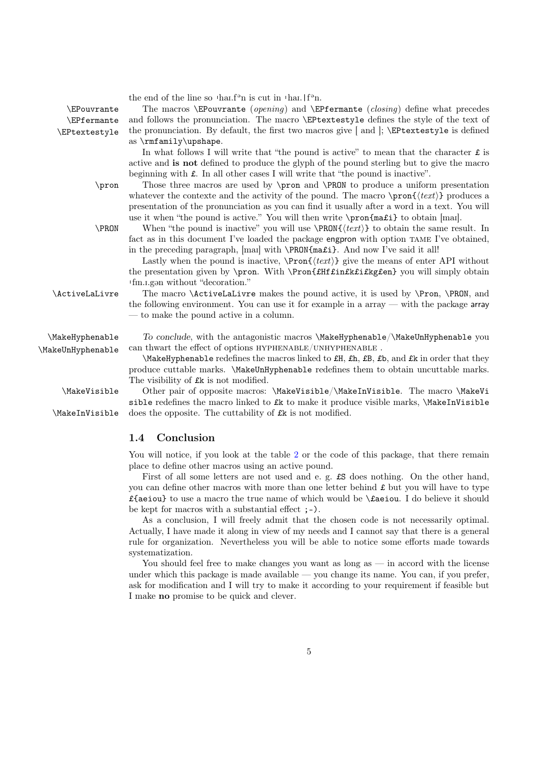the end of the line so ˈhaɪ.fᵊn is cut in ˈhaɪ.|fᵊn.

\EPouvrante \EPfermante \EPtextestyle The macros \EPouvrante (*opening*) and \EPfermante (*closing*) define what precedes and follows the pronunciation. The macro \EPtextestyle defines the style of the text of the pronunciation. By default, the first two macros give [ and ]; \EPtextestyle is defined as \rmfamily\upshape.

In what follows I will write that "the pound is active" to mean that the character £ is active and **is not** defined to produce the glyph of the pound sterling but to give the macro beginning with £. In all other cases I will write that "the pound is inactive".

\pron Those three macros are used by \pron and \PRON to produce a uniform presentation whatever the contexte and the activity of the pound. The macro \pron{⟨*text*⟩} produces a presentation of the pronunciation as you can find it usually after a word in a text. You will use it when "the pound is active." You will then write \pron{ma£i} to obtain [maɪ].

\PRON When "the pound is inactive" you will use \PRON{⟨*text*⟩} to obtain the same result. In fact as in this document I've loaded the package engpron with option TAME I've obtained, in the preceding paragraph, [maɪ] with \PRON{ma£i}. And now I've said it all!

Lastly when the pound is inactive, \Pron{⟨*text*⟩} give the means of enter API without the presentation given by \pron. With \Pron{£Hf£in£k£i£kg£en} you will simply obtain ˈfɪn.ɪ.gən without "decoration."

\ActiveLaLivre The macro \ActiveLaLivre makes the pound active, it is used by \Pron, \PRON, and the following environment. You can use it for example in a array — with the package array — to make the pound active in a column.

\MakeHyphenable \MakeUnHyphenable *To conclude*, with the antagonistic macros \MakeHyphenable/\MakeUnHyphenable you can thwart the effect of options HYPHENABLE/UNHYPHENABLE .

\MakeHyphenable redefines the macros linked to £H, £h, £B, £b, and £k in order that they produce cuttable marks. \MakeUnHyphenable redefines them to obtain uncuttable marks. The visibility of £k is not modified.

\MakeVisible \MakeInVisible Other pair of opposite macros: \MakeVisible/\MakeInVisible. The macro \MakeVisible redefines the macro linked to £k to make it produce visible marks, \MakeInVisible does the opposite. The cuttability of £k is not modified.

## 1.4 Conclusion

You will notice, if you look at the table 2 or the code of this package, that there remain place to define other macros using an active pound.

First of all some letters are not used and e. g. £S does nothing. On the other hand, you can define other macros with more than one letter behind £ but you will have to type £{aeiou} to use a macro the true name of which would be \£aeiou. I do believe it should be kept for macros with a substantial effect ;-).

As a conclusion, I will freely admit that the chosen code is not necessarily optimal. Actually, I have made it along in view of my needs and I cannot say that there is a general rule for organization. Nevertheless you will be able to notice some efforts made towards systematization.

You should feel free to make changes you want as long as — in accord with the license under which this package is made available — you change its name. You can, if you prefer, ask for modification and I will try to make it according to your requirement if feasible but I make **no** promise to be quick and clever.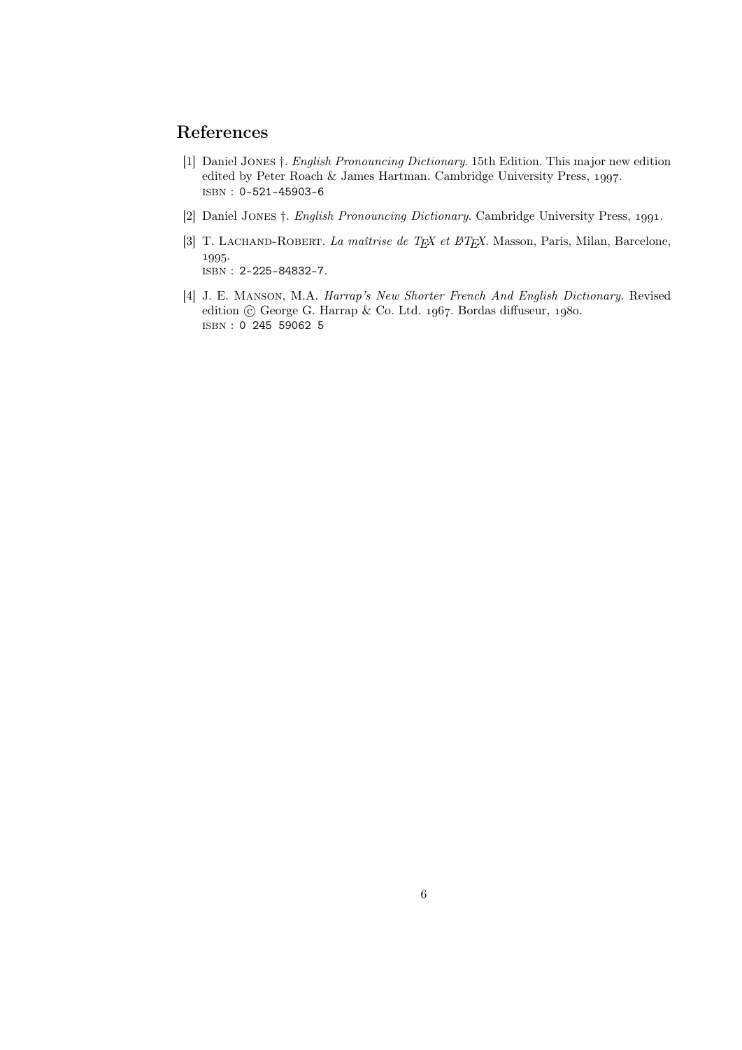## References

[1] Daniel Jones †. *English Pronouncing Dictionary.* 15th Edition. This major new edition edited by Peter Roach & James Hartman. Cambridge University Press, 1997.
isbn : 0-521-45903-6

[2] Daniel Jones †. *English Pronouncing Dictionary.* Cambridge University Press, 1991.

[3] T. Lachand-Robert. *La maîtrise de TEX et LATEX.* Masson, Paris, Milan, Barcelone, 1995.
isbn : 2-225-84832-7.

[4] J. E. Manson, M.A. *Harrap's New Shorter French And English Dictionary.* Revised edition © George G. Harrap & Co. Ltd. 1967. Bordas diffuseur, 1980.
isbn : 0 245 59062 5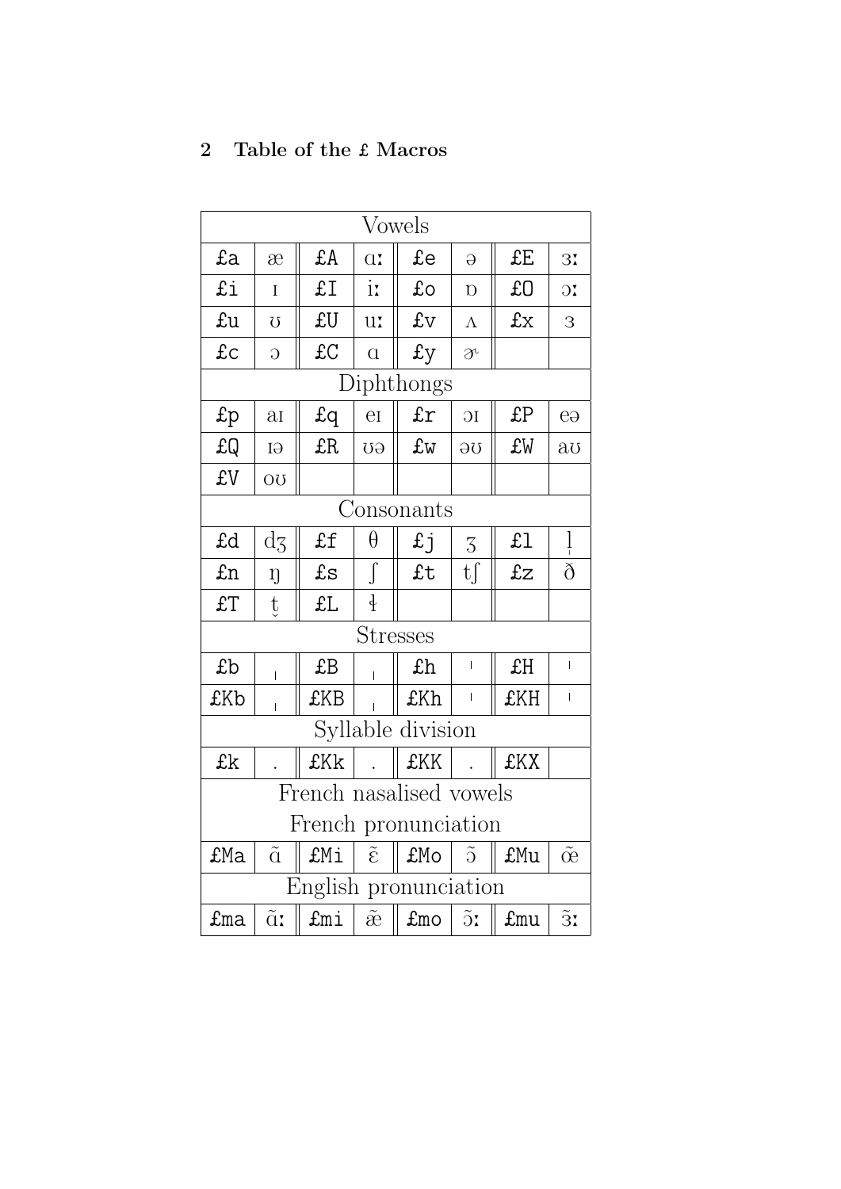## 2 Table of the £ Macros

| Vowels | | | | | | | |
|---|---|---|---|---|---|---|---|
| £a | æ | £A | ɑː | £e | ə | £E | ɜː |
| £i | ɪ | £I | iː | £o | ɒ | £O | ɔː |
| £u | ʊ | £U | uː | £v | ʌ | £x | ɜ |
| £c | ɔ | £C | ɑ | £y | ɚ | | |
| **Diphthongs** | | | | | | | |
| £p | aɪ | £q | eɪ | £r | ɔɪ | £P | eə |
| £Q | ɪə | £R | ʊə | £w | əʊ | £W | aʊ |
| £V | oʊ | | | | | | |
| **Consonants** | | | | | | | |
| £d | dʒ | £f | θ | £j | ʒ | £l | l̩ |
| £n | ŋ | £s | ʃ | £t | tʃ | £z | ð |
| £T | t̬ | £L | ɬ | | | | |
| **Stresses** | | | | | | | |
| £b | ˌ | £B | ˌ | £h | ˈ | £H | ˈ |
| £Kb | ˌ | £KB | ˌ | £Kh | ˈ | £KH | ˈ |
| **Syllable division** | | | | | | | |
| £k | . | £Kk | . | £KK | . | £KX | |
| **French nasalised vowels** | | | | | | | |
| **French pronunciation** | | | | | | | |
| £Ma | ɑ̃ | £Mi | ɛ̃ | £Mo | ɔ̃ | £Mu | œ̃ |
| **English pronunciation** | | | | | | | |
| £ma | ɑ̃ː | £mi | æ̃ | £mo | ɔ̃ː | £mu | ɜ̃ː |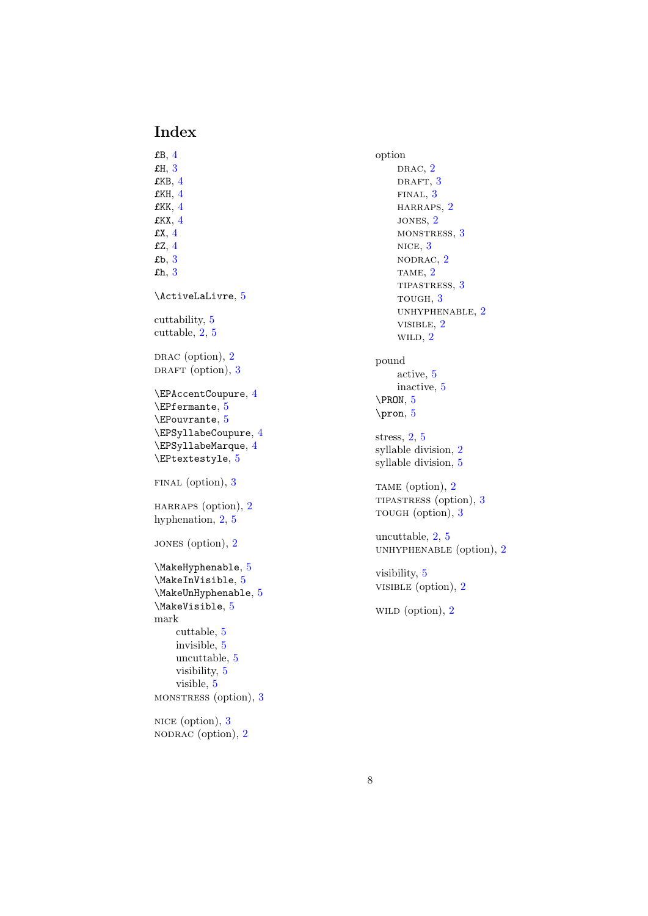# Index

£B, 4
£H, 3
£KB, 4
£KH, 4
£KK, 4
£KX, 4
£X, 4
£Z, 4
£b, 3
£h, 3

\ActiveLaLivre, 5

cuttability, 5
cuttable, 2, 5

DRAC (option), 2
DRAFT (option), 3

\EPAccentCoupure, 4
\EPfermante, 5
\EPouvrante, 5
\EPSyllabeCoupure, 4
\EPSyllabeMarque, 4
\EPtextestyle, 5

FINAL (option), 3

HARRAPS (option), 2
hyphenation, 2, 5

JONES (option), 2

\MakeHyphenable, 5
\MakeInVisible, 5
\MakeUnHyphenable, 5
\MakeVisible, 5
mark
- cuttable, 5
- invisible, 5
- uncuttable, 5
- visibility, 5
- visible, 5

MONSTRESS (option), 3

NICE (option), 3
NODRAC (option), 2

option
- DRAC, 2
- DRAFT, 3
- FINAL, 3
- HARRAPS, 2
- JONES, 2
- MONSTRESS, 3
- NICE, 3
- NODRAC, 2
- TAME, 2
- TIPASTRESS, 3
- TOUGH, 3
- UNHYPHENABLE, 2
- VISIBLE, 2
- WILD, 2

pound
- active, 5
- inactive, 5

\PRON, 5
\pron, 5

stress, 2, 5
syllable division, 2
syllable division, 5

TAME (option), 2
TIPASTRESS (option), 3
TOUGH (option), 3

uncuttable, 2, 5
UNHYPHENABLE (option), 2

visibility, 5
VISIBLE (option), 2

WILD (option), 2